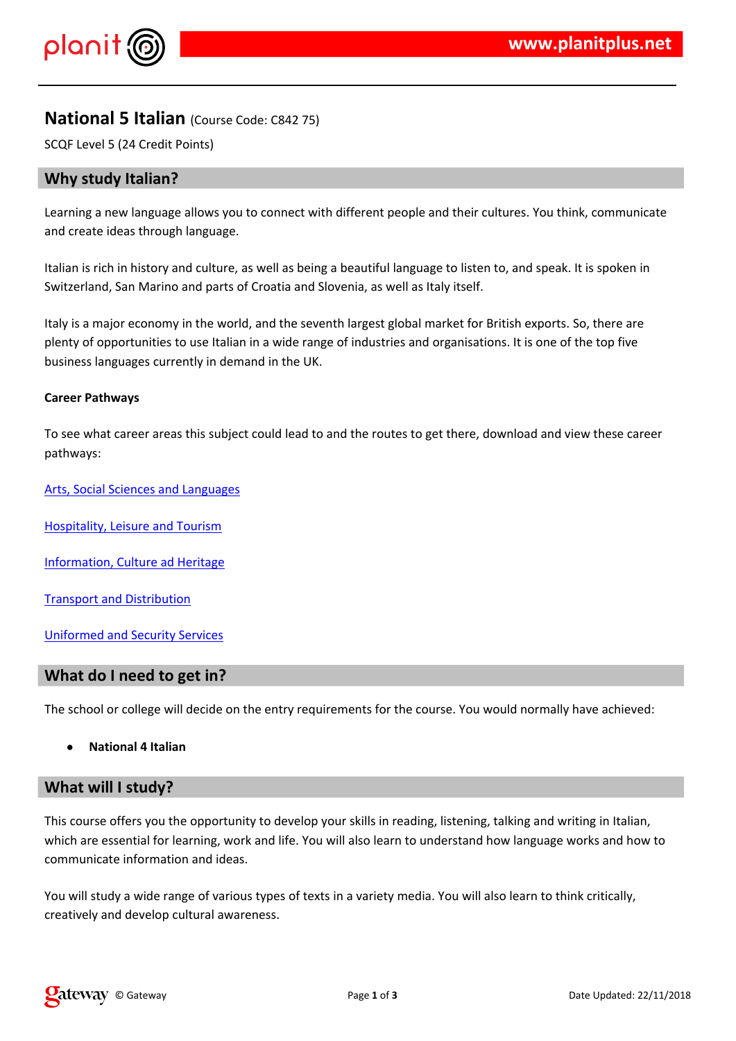# National 5 Italian (Course Code: C842 75)

SCQF Level 5 (24 Credit Points)

## Why study Italian?

Learning a new language allows you to connect with different people and their cultures. You think, communicate and create ideas through language.

Italian is rich in history and culture, as well as being a beautiful language to listen to, and speak. It is spoken in Switzerland, San Marino and parts of Croatia and Slovenia, as well as Italy itself.

Italy is a major economy in the world, and the seventh largest global market for British exports. So, there are plenty of opportunities to use Italian in a wide range of industries and organisations. It is one of the top five business languages currently in demand in the UK.

**Career Pathways**

To see what career areas this subject could lead to and the routes to get there, download and view these career pathways:

Arts, Social Sciences and Languages

Hospitality, Leisure and Tourism

Information, Culture ad Heritage

Transport and Distribution

Uniformed and Security Services

## What do I need to get in?

The school or college will decide on the entry requirements for the course. You would normally have achieved:

- **National 4 Italian**

## What will I study?

This course offers you the opportunity to develop your skills in reading, listening, talking and writing in Italian, which are essential for learning, work and life. You will also learn to understand how language works and how to communicate information and ideas.

You will study a wide range of various types of texts in a variety media. You will also learn to think critically, creatively and develop cultural awareness.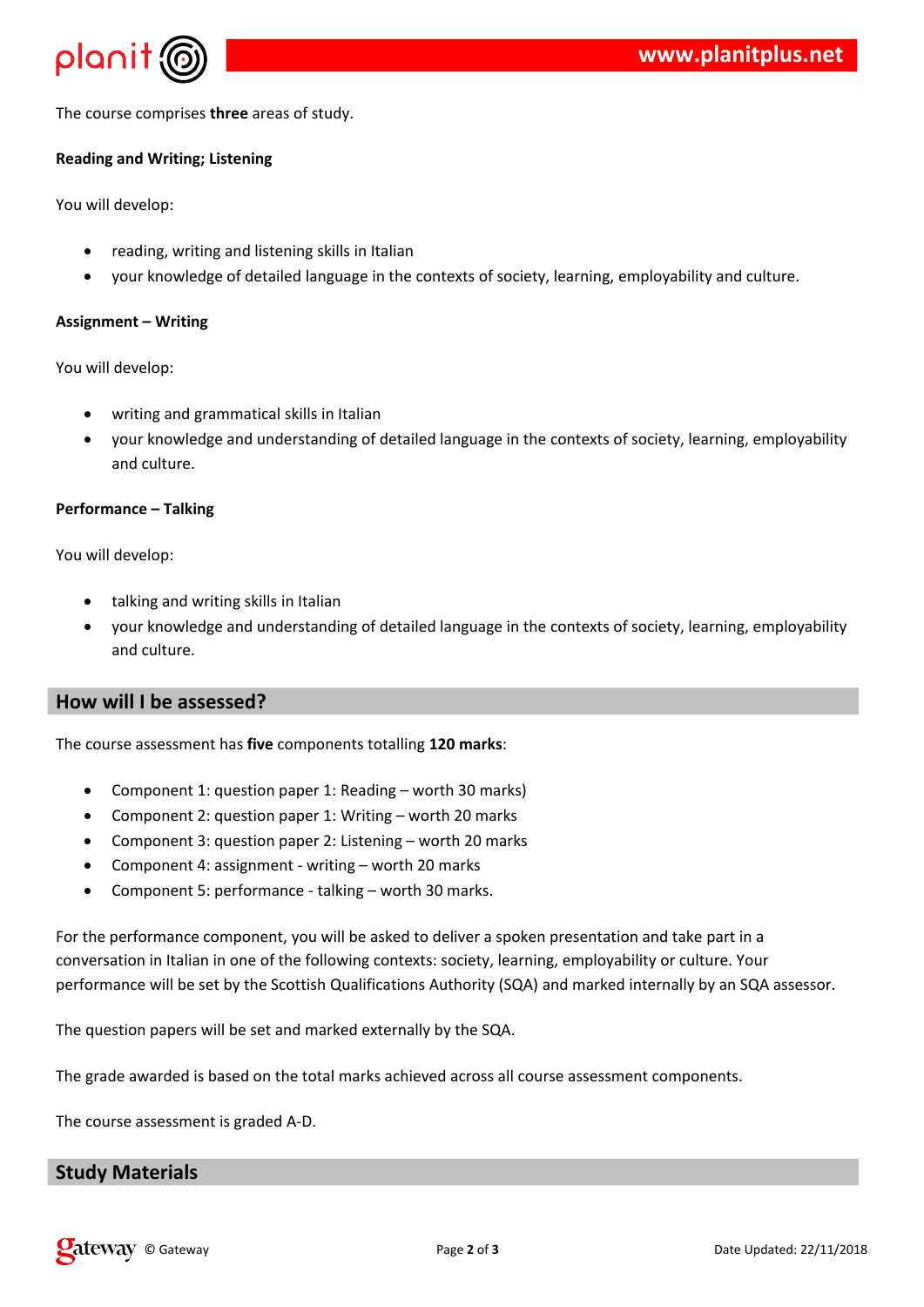The course comprises **three** areas of study.

**Reading and Writing; Listening**

You will develop:

- reading, writing and listening skills in Italian
- your knowledge of detailed language in the contexts of society, learning, employability and culture.

**Assignment – Writing**

You will develop:

- writing and grammatical skills in Italian
- your knowledge and understanding of detailed language in the contexts of society, learning, employability and culture.

**Performance – Talking**

You will develop:

- talking and writing skills in Italian
- your knowledge and understanding of detailed language in the contexts of society, learning, employability and culture.

## How will I be assessed?

The course assessment has **five** components totalling **120 marks**:

- Component 1: question paper 1: Reading – worth 30 marks)
- Component 2: question paper 1: Writing – worth 20 marks
- Component 3: question paper 2: Listening – worth 20 marks
- Component 4: assignment - writing – worth 20 marks
- Component 5: performance - talking – worth 30 marks.

For the performance component, you will be asked to deliver a spoken presentation and take part in a conversation in Italian in one of the following contexts: society, learning, employability or culture. Your performance will be set by the Scottish Qualifications Authority (SQA) and marked internally by an SQA assessor.

The question papers will be set and marked externally by the SQA.

The grade awarded is based on the total marks achieved across all course assessment components.

The course assessment is graded A-D.

## Study Materials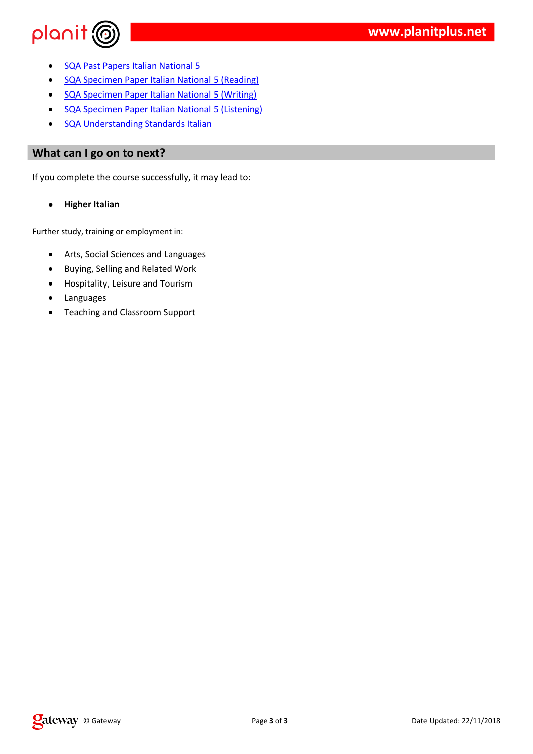- SQA Past Papers Italian National 5
- SQA Specimen Paper Italian National 5 (Reading)
- SQA Specimen Paper Italian National 5 (Writing)
- SQA Specimen Paper Italian National 5 (Listening)
- SQA Understanding Standards Italian

## What can I go on to next?

If you complete the course successfully, it may lead to:

- **Higher Italian**

Further study, training or employment in:

- Arts, Social Sciences and Languages
- Buying, Selling and Related Work
- Hospitality, Leisure and Tourism
- Languages
- Teaching and Classroom Support